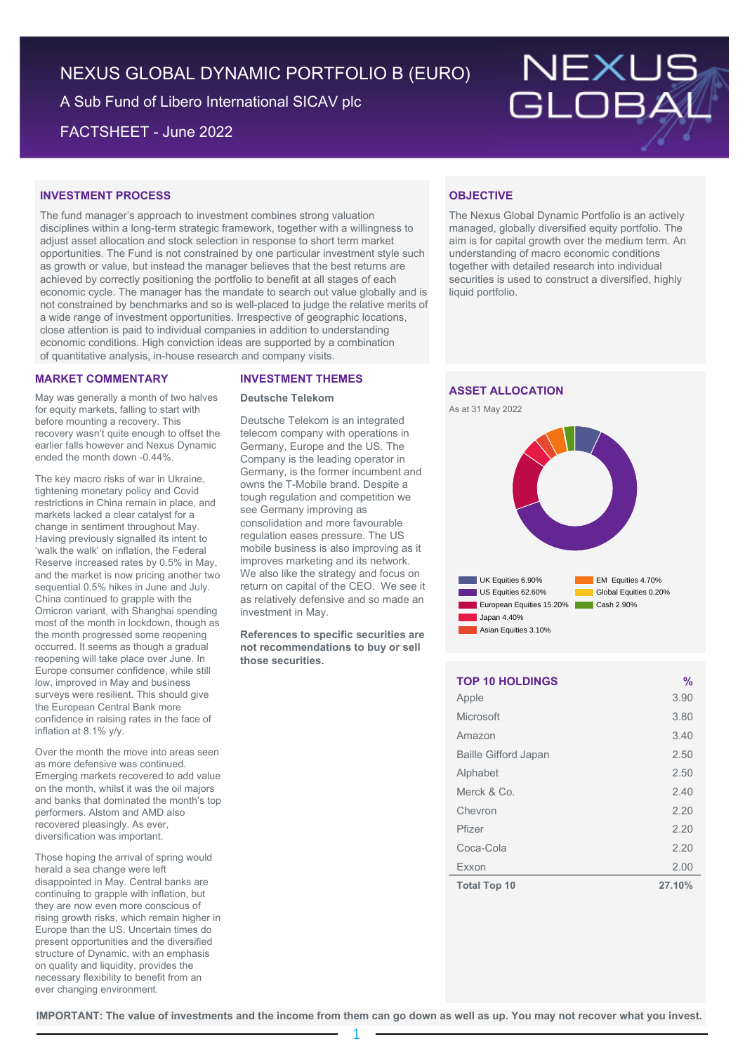# NEXUS GLOBAL DYNAMIC PORTFOLIO B (EURO)

A Sub Fund of Libero International SICAV plc

FACTSHEET - June 2022

NEXUS GLOBAL

## INVESTMENT PROCESS

The fund manager's approach to investment combines strong valuation disciplines within a long-term strategic framework, together with a willingness to adjust asset allocation and stock selection in response to short term market opportunities. The Fund is not constrained by one particular investment style such as growth or value, but instead the manager believes that the best returns are achieved by correctly positioning the portfolio to benefit at all stages of each economic cycle. The manager has the mandate to search out value globally and is not constrained by benchmarks and so is well-placed to judge the relative merits of a wide range of investment opportunities. Irrespective of geographic locations, close attention is paid to individual companies in addition to understanding economic conditions. High conviction ideas are supported by a combination of quantitative analysis, in-house research and company visits.

## OBJECTIVE

The Nexus Global Dynamic Portfolio is an actively managed, globally diversified equity portfolio. The aim is for capital growth over the medium term. An understanding of macro economic conditions together with detailed research into individual securities is used to construct a diversified, highly liquid portfolio.

## MARKET COMMENTARY

May was generally a month of two halves for equity markets, falling to start with before mounting a recovery. This recovery wasn't quite enough to offset the earlier falls however and Nexus Dynamic ended the month down -0.44%.

The key macro risks of war in Ukraine, tightening monetary policy and Covid restrictions in China remain in place, and markets lacked a clear catalyst for a change in sentiment throughout May. Having previously signalled its intent to 'walk the walk' on inflation, the Federal Reserve increased rates by 0.5% in May, and the market is now pricing another two sequential 0.5% hikes in June and July. China continued to grapple with the Omicron variant, with Shanghai spending most of the month in lockdown, though as the month progressed some reopening occurred. It seems as though a gradual reopening will take place over June. In Europe consumer confidence, while still low, improved in May and business surveys were resilient. This should give the European Central Bank more confidence in raising rates in the face of inflation at 8.1% y/y.

Over the month the move into areas seen as more defensive was continued. Emerging markets recovered to add value on the month, whilst it was the oil majors and banks that dominated the month's top performers. Alstom and AMD also recovered pleasingly. As ever, diversification was important.

Those hoping the arrival of spring would herald a sea change were left disappointed in May. Central banks are continuing to grapple with inflation, but they are now even more conscious of rising growth risks, which remain higher in Europe than the US. Uncertain times do present opportunities and the diversified structure of Dynamic, with an emphasis on quality and liquidity, provides the necessary flexibility to benefit from an ever changing environment.

## INVESTMENT THEMES

### Deutsche Telekom

Deutsche Telekom is an integrated telecom company with operations in Germany, Europe and the US. The Company is the leading operator in Germany, is the former incumbent and owns the T-Mobile brand. Despite a tough regulation and competition we see Germany improving as consolidation and more favourable regulation eases pressure. The US mobile business is also improving as it improves marketing and its network. We also like the strategy and focus on return on capital of the CEO. We see it as relatively defensive and so made an investment in May.

**References to specific securities are not recommendations to buy or sell those securities.**

## ASSET ALLOCATION

As at 31 May 2022

| Asset Class | % |
|---|---|
| UK Equities | 6.90% |
| US Equities | 62.60% |
| European Equities | 15.20% |
| Japan | 4.40% |
| Asian Equities | 3.10% |
| EM Equities | 4.70% |
| Global Equities | 0.20% |
| Cash | 2.90% |

## TOP 10 HOLDINGS

| TOP 10 HOLDINGS | % |
|---|---|
| Apple | 3.90 |
| Microsoft | 3.80 |
| Amazon | 3.40 |
| Baille Gifford Japan | 2.50 |
| Alphabet | 2.50 |
| Merck & Co. | 2.40 |
| Chevron | 2.20 |
| Pfizer | 2.20 |
| Coca-Cola | 2.20 |
| Exxon | 2.00 |
| **Total Top 10** | **27.10%** |

**IMPORTANT: The value of investments and the income from them can go down as well as up. You may not recover what you invest.**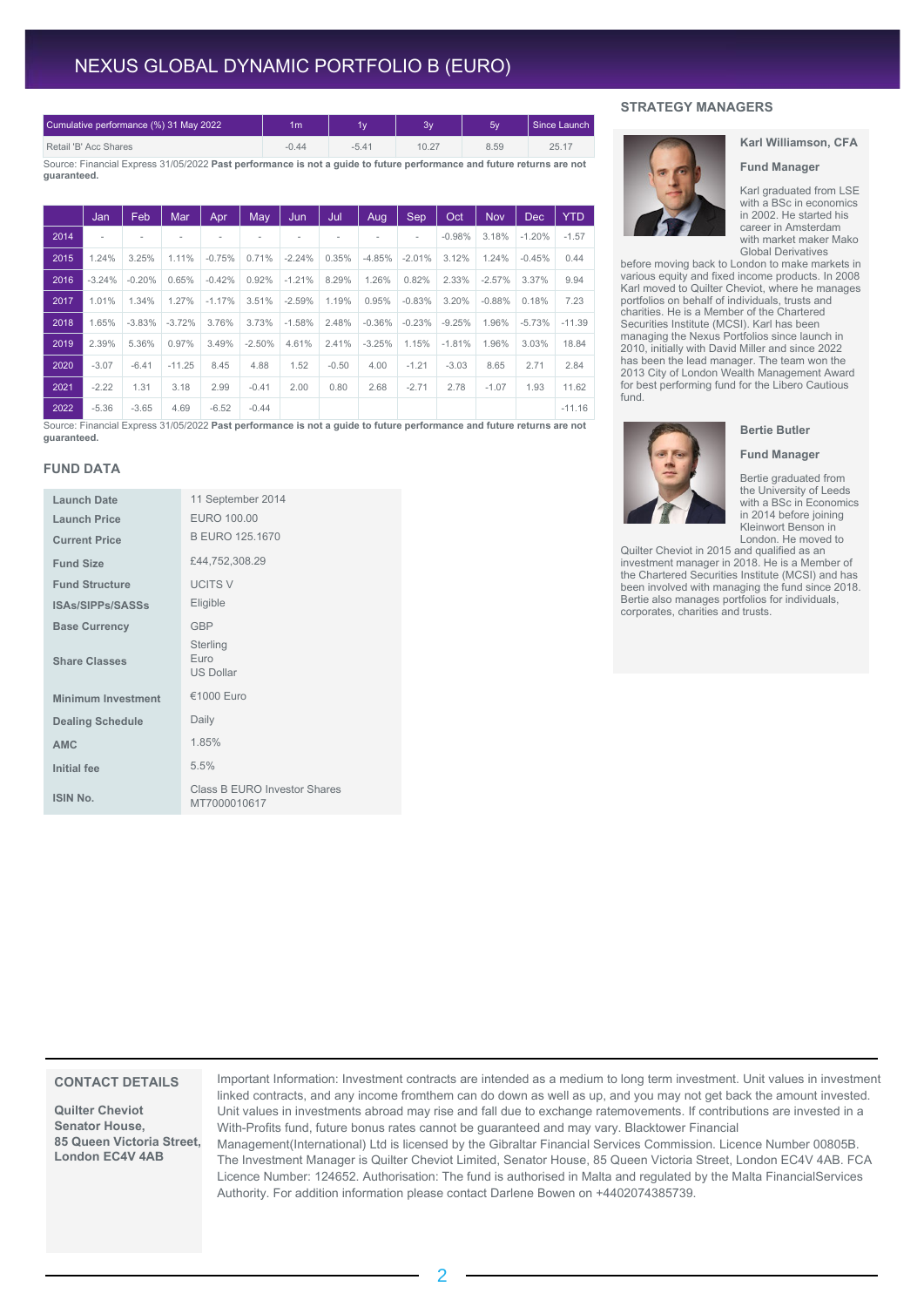# NEXUS GLOBAL DYNAMIC PORTFOLIO B (EURO)

| Cumulative performance (%) 31 May 2022 | 1m | 1y | 3y | 5y | Since Launch |
|---|---|---|---|---|---|
| Retail 'B' Acc Shares | -0.44 | -5.41 | 10.27 | 8.59 | 25.17 |

Source: Financial Express 31/05/2022 **Past performance is not a guide to future performance and future returns are not guaranteed.**

| | Jan | Feb | Mar | Apr | May | Jun | Jul | Aug | Sep | Oct | Nov | Dec | YTD |
|---|---|---|---|---|---|---|---|---|---|---|---|---|---|
| 2014 | - | - | - | - | - | - | - | - | - | -0.98% | 3.18% | -1.20% | -1.57 |
| 2015 | 1.24% | 3.25% | 1.11% | -0.75% | 0.71% | -2.24% | 0.35% | -4.85% | -2.01% | 3.12% | 1.24% | -0.45% | 0.44 |
| 2016 | -3.24% | -0.20% | 0.65% | -0.42% | 0.92% | -1.21% | 8.29% | 1.26% | 0.82% | 2.33% | -2.57% | 3.37% | 9.94 |
| 2017 | 1.01% | 1.34% | 1.27% | -1.17% | 3.51% | -2.59% | 1.19% | 0.95% | -0.83% | 3.20% | -0.88% | 0.18% | 7.23 |
| 2018 | 1.65% | -3.83% | -3.72% | 3.76% | 3.73% | -1.58% | 2.48% | -0.36% | -0.23% | -9.25% | 1.96% | -5.73% | -11.39 |
| 2019 | 2.39% | 5.36% | 0.97% | 3.49% | -2.50% | 4.61% | 2.41% | -3.25% | 1.15% | -1.81% | 1.96% | 3.03% | 18.84 |
| 2020 | -3.07 | -6.41 | -11.25 | 8.45 | 4.88 | 1.52 | -0.50 | 4.00 | -1.21 | -3.03 | 8.65 | 2.71 | 2.84 |
| 2021 | -2.22 | 1.31 | 3.18 | 2.99 | -0.41 | 2.00 | 0.80 | 2.68 | -2.71 | 2.78 | -1.07 | 1.93 | 11.62 |
| 2022 | -5.36 | -3.65 | 4.69 | -6.52 | -0.44 | | | | | | | | -11.16 |

Source: Financial Express 31/05/2022 **Past performance is not a guide to future performance and future returns are not guaranteed.**

## FUND DATA

| | |
|---|---|
| **Launch Date** | 11 September 2014 |
| **Launch Price** | EURO 100.00 |
| **Current Price** | B EURO 125.1670 |
| **Fund Size** | £44,752,308.29 |
| **Fund Structure** | UCITS V |
| **ISAs/SIPPs/SASSs** | Eligible |
| **Base Currency** | GBP |
| **Share Classes** | Sterling<br>Euro<br>US Dollar |
| **Minimum Investment** | €1000 Euro |
| **Dealing Schedule** | Daily |
| **AMC** | 1.85% |
| **Initial fee** | 5.5% |
| **ISIN No.** | Class B EURO Investor Shares<br>MT7000010617 |

## STRATEGY MANAGERS

### Karl Williamson, CFA

**Fund Manager**

Karl graduated from LSE with a BSc in economics in 2002. He started his career in Amsterdam with market maker Mako Global Derivatives before moving back to London to make markets in various equity and fixed income products. In 2008 Karl moved to Quilter Cheviot, where he manages portfolios on behalf of individuals, trusts and charities. He is a Member of the Chartered Securities Institute (MCSI). Karl has been managing the Nexus Portfolios since launch in 2010, initially with David Miller and since 2022 has been the lead manager. The team won the 2013 City of London Wealth Management Award for best performing fund for the Libero Cautious fund.

### Bertie Butler

**Fund Manager**

Bertie graduated from the University of Leeds with a BSc in Economics in 2014 before joining Kleinwort Benson in London. He moved to Quilter Cheviot in 2015 and qualified as an investment manager in 2018. He is a Member of the Chartered Securities Institute (MCSI) and has been involved with managing the fund since 2018. Bertie also manages portfolios for individuals, corporates, charities and trusts.

## CONTACT DETAILS

**Quilter Cheviot**
**Senator House,**
**85 Queen Victoria Street,**
**London EC4V 4AB**

Important Information: Investment contracts are intended as a medium to long term investment. Unit values in investment linked contracts, and any income fromthem can do down as well as up, and you may not get back the amount invested. Unit values in investments abroad may rise and fall due to exchange ratemovements. If contributions are invested in a With-Profits fund, future bonus rates cannot be guaranteed and may vary. Blacktower Financial Management(International) Ltd is licensed by the Gibraltar Financial Services Commission. Licence Number 00805B. The Investment Manager is Quilter Cheviot Limited, Senator House, 85 Queen Victoria Street, London EC4V 4AB. FCA Licence Number: 124652. Authorisation: The fund is authorised in Malta and regulated by the Malta FinancialServices Authority. For addition information please contact Darlene Bowen on +4402074385739.